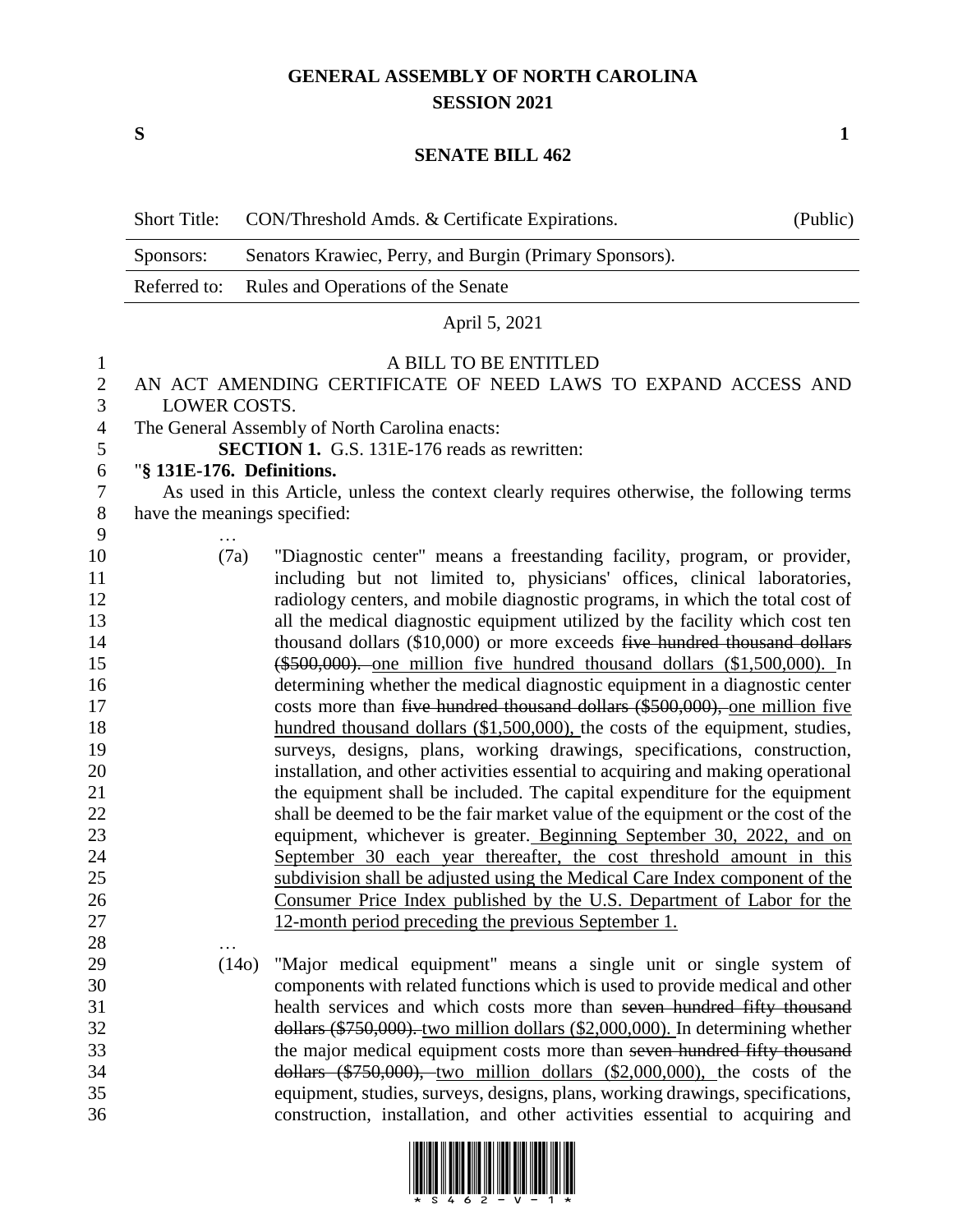# GENERAL ASSEMBLY OF NORTH CAROLINA
## SESSION 2021

**S** **1**

## SENATE BILL 462

| | | |
|---|---|---|
| Short Title: | CON/Threshold Amds. & Certificate Expirations. | (Public) |
| Sponsors: | Senators Krawiec, Perry, and Burgin (Primary Sponsors). | |
| Referred to: | Rules and Operations of the Senate | |

April 5, 2021

A BILL TO BE ENTITLED

AN ACT AMENDING CERTIFICATE OF NEED LAWS TO EXPAND ACCESS AND LOWER COSTS.

The General Assembly of North Carolina enacts:

**SECTION 1.** G.S. 131E-176 reads as rewritten:

"**§ 131E-176. Definitions.**

As used in this Article, unless the context clearly requires otherwise, the following terms have the meanings specified:

…

(7a) "Diagnostic center" means a freestanding facility, program, or provider, including but not limited to, physicians' offices, clinical laboratories, radiology centers, and mobile diagnostic programs, in which the total cost of all the medical diagnostic equipment utilized by the facility which cost ten thousand dollars ($10,000) or more exceeds ~~five hundred thousand dollars ($500,000).~~ <u>one million five hundred thousand dollars ($1,500,000).</u> In determining whether the medical diagnostic equipment in a diagnostic center costs more than ~~five hundred thousand dollars ($500,000),~~ <u>one million five hundred thousand dollars ($1,500,000),</u> the costs of the equipment, studies, surveys, designs, plans, working drawings, specifications, construction, installation, and other activities essential to acquiring and making operational the equipment shall be included. The capital expenditure for the equipment shall be deemed to be the fair market value of the equipment or the cost of the equipment, whichever is greater. <u>Beginning September 30, 2022, and on September 30 each year thereafter, the cost threshold amount in this subdivision shall be adjusted using the Medical Care Index component of the Consumer Price Index published by the U.S. Department of Labor for the 12-month period preceding the previous September 1.</u>

…

(14o) "Major medical equipment" means a single unit or single system of components with related functions which is used to provide medical and other health services and which costs more than ~~seven hundred fifty thousand dollars ($750,000).~~ <u>two million dollars ($2,000,000).</u> In determining whether the major medical equipment costs more than ~~seven hundred fifty thousand dollars ($750,000),~~ <u>two million dollars ($2,000,000),</u> the costs of the equipment, studies, surveys, designs, plans, working drawings, specifications, construction, installation, and other activities essential to acquiring and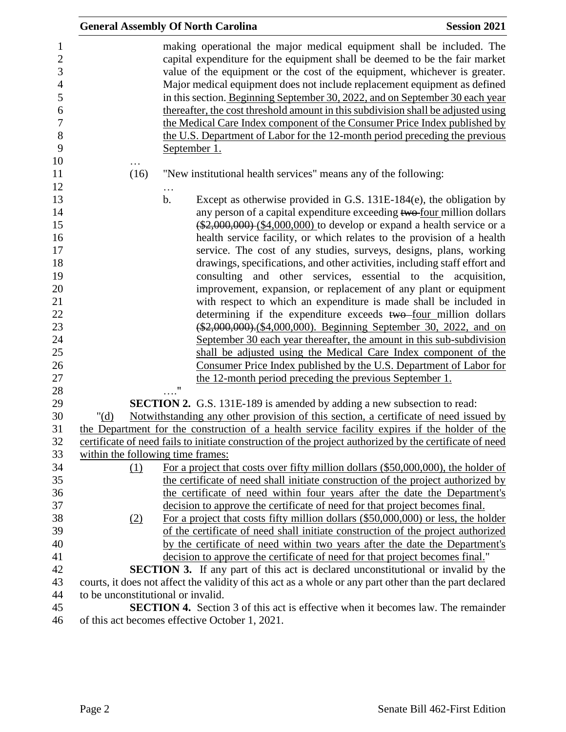making operational the major medical equipment shall be included. The capital expenditure for the equipment shall be deemed to be the fair market value of the equipment or the cost of the equipment, whichever is greater. Major medical equipment does not include replacement equipment as defined in this section. Beginning September 30, 2022, and on September 30 each year thereafter, the cost threshold amount in this subdivision shall be adjusted using the Medical Care Index component of the Consumer Price Index published by the U.S. Department of Labor for the 12-month period preceding the previous September 1.

…

(16) "New institutional health services" means any of the following:

…

b. Except as otherwise provided in G.S. 131E-184(e), the obligation by any person of a capital expenditure exceeding ~~two~~ four million dollars ~~($2,000,000)~~ ($4,000,000) to develop or expand a health service or a health service facility, or which relates to the provision of a health service. The cost of any studies, surveys, designs, plans, working drawings, specifications, and other activities, including staff effort and consulting and other services, essential to the acquisition, improvement, expansion, or replacement of any plant or equipment with respect to which an expenditure is made shall be included in determining if the expenditure exceeds ~~two~~ four million dollars ~~($2,000,000).~~($4,000,000). Beginning September 30, 2022, and on September 30 each year thereafter, the amount in this sub-subdivision shall be adjusted using the Medical Care Index component of the Consumer Price Index published by the U.S. Department of Labor for the 12-month period preceding the previous September 1.

…."

**SECTION 2.** G.S. 131E-189 is amended by adding a new subsection to read:

"(d) Notwithstanding any other provision of this section, a certificate of need issued by the Department for the construction of a health service facility expires if the holder of the certificate of need fails to initiate construction of the project authorized by the certificate of need within the following time frames:

(1) For a project that costs over fifty million dollars ($50,000,000), the holder of the certificate of need shall initiate construction of the project authorized by the certificate of need within four years after the date the Department's decision to approve the certificate of need for that project becomes final.

(2) For a project that costs fifty million dollars ($50,000,000) or less, the holder of the certificate of need shall initiate construction of the project authorized by the certificate of need within two years after the date the Department's decision to approve the certificate of need for that project becomes final."

**SECTION 3.** If any part of this act is declared unconstitutional or invalid by the courts, it does not affect the validity of this act as a whole or any part other than the part declared to be unconstitutional or invalid.

**SECTION 4.** Section 3 of this act is effective when it becomes law. The remainder of this act becomes effective October 1, 2021.